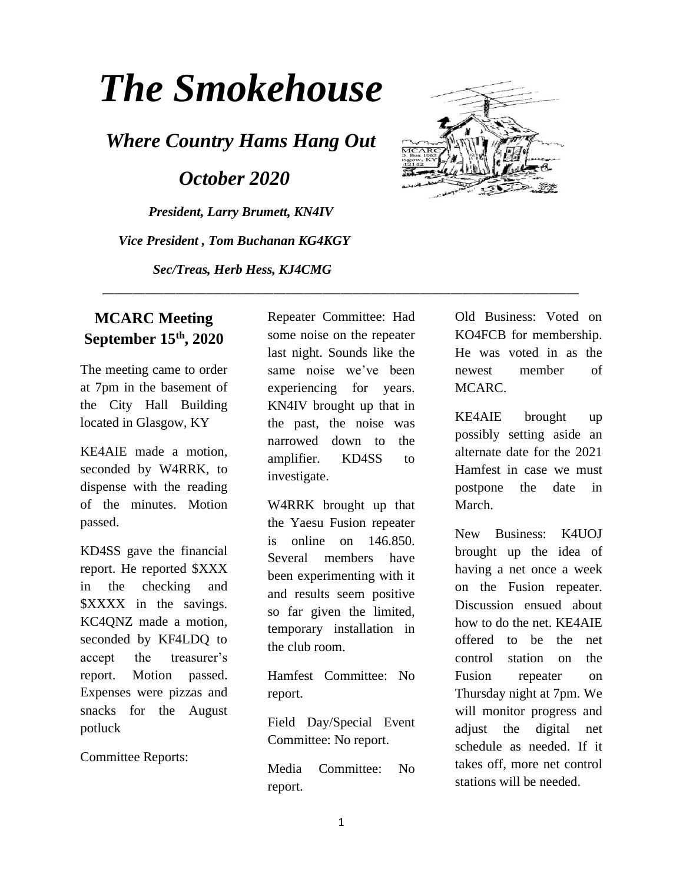# The Smokehouse

## *Where Country Hams Hang Out*

## *October 2020*

***President, Larry Brumett, KN4IV***

***Vice President , Tom Buchanan KG4KGY***

***Sec/Treas, Herb Hess, KJ4CMG***

---

### MCARC Meeting September 15th, 2020

The meeting came to order at 7pm in the basement of the City Hall Building located in Glasgow, KY

KE4AIE made a motion, seconded by W4RRK, to dispense with the reading of the minutes. Motion passed.

KD4SS gave the financial report. He reported $XXX in the checking and $XXXX in the savings. KC4QNZ made a motion, seconded by KF4LDQ to accept the treasurer's report. Motion passed. Expenses were pizzas and snacks for the August potluck

Committee Reports:

Repeater Committee: Had some noise on the repeater last night. Sounds like the same noise we've been experiencing for years. KN4IV brought up that in the past, the noise was narrowed down to the amplifier. KD4SS to investigate.

W4RRK brought up that the Yaesu Fusion repeater is online on 146.850. Several members have been experimenting with it and results seem positive so far given the limited, temporary installation in the club room.

Hamfest Committee: No report.

Field Day/Special Event Committee: No report.

Media Committee: No report.

Old Business: Voted on KO4FCB for membership. He was voted in as the newest member of MCARC.

KE4AIE brought up possibly setting aside an alternate date for the 2021 Hamfest in case we must postpone the date in March.

New Business: K4UOJ brought up the idea of having a net once a week on the Fusion repeater. Discussion ensued about how to do the net. KE4AIE offered to be the net control station on the Fusion repeater on Thursday night at 7pm. We will monitor progress and adjust the digital net schedule as needed. If it takes off, more net control stations will be needed.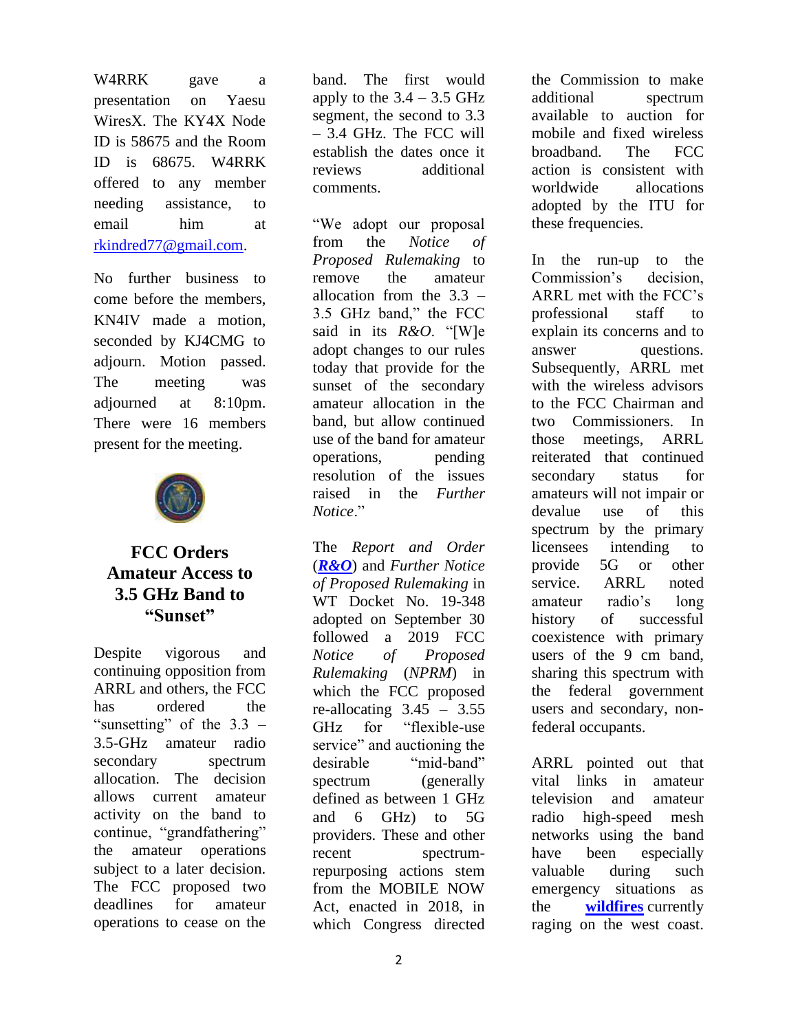W4RRK gave a presentation on Yaesu WiresX. The KY4X Node ID is 58675 and the Room ID is 68675. W4RRK offered to any member needing assistance, to email him at rkindred77@gmail.com.

No further business to come before the members, KN4IV made a motion, seconded by KJ4CMG to adjourn. Motion passed. The meeting was adjourned at 8:10pm. There were 16 members present for the meeting.

## FCC Orders Amateur Access to 3.5 GHz Band to "Sunset"

Despite vigorous and continuing opposition from ARRL and others, the FCC has ordered the "sunsetting" of the 3.3 – 3.5-GHz amateur radio secondary spectrum allocation. The decision allows current amateur activity on the band to continue, "grandfathering" the amateur operations subject to a later decision. The FCC proposed two deadlines for amateur operations to cease on the band. The first would apply to the 3.4 – 3.5 GHz segment, the second to 3.3 – 3.4 GHz. The FCC will establish the dates once it reviews additional comments.

"We adopt our proposal from the *Notice of Proposed Rulemaking* to remove the amateur allocation from the 3.3 – 3.5 GHz band," the FCC said in its *R&O*. "[W]e adopt changes to our rules today that provide for the sunset of the secondary amateur allocation in the band, but allow continued use of the band for amateur operations, pending resolution of the issues raised in the *Further Notice*."

The *Report and Order* (***R&O***) and *Further Notice of Proposed Rulemaking* in WT Docket No. 19-348 adopted on September 30 followed a 2019 FCC *Notice of Proposed Rulemaking* (*NPRM*) in which the FCC proposed re-allocating 3.45 – 3.55 GHz for "flexible-use service" and auctioning the desirable "mid-band" spectrum (generally defined as between 1 GHz and 6 GHz) to 5G providers. These and other recent spectrum-repurposing actions stem from the MOBILE NOW Act, enacted in 2018, in which Congress directed the Commission to make additional spectrum available to auction for mobile and fixed wireless broadband. The FCC action is consistent with worldwide allocations adopted by the ITU for these frequencies.

In the run-up to the Commission's decision, ARRL met with the FCC's professional staff to explain its concerns and to answer questions. Subsequently, ARRL met with the wireless advisors to the FCC Chairman and two Commissioners. In those meetings, ARRL reiterated that continued secondary status for amateurs will not impair or devalue use of this spectrum by the primary licensees intending to provide 5G or other service. ARRL noted amateur radio's long history of successful coexistence with primary users of the 9 cm band, sharing this spectrum with the federal government users and secondary, non-federal occupants.

ARRL pointed out that vital links in amateur television and amateur radio high-speed mesh networks using the band have been especially valuable during such emergency situations as the **wildfires** currently raging on the west coast.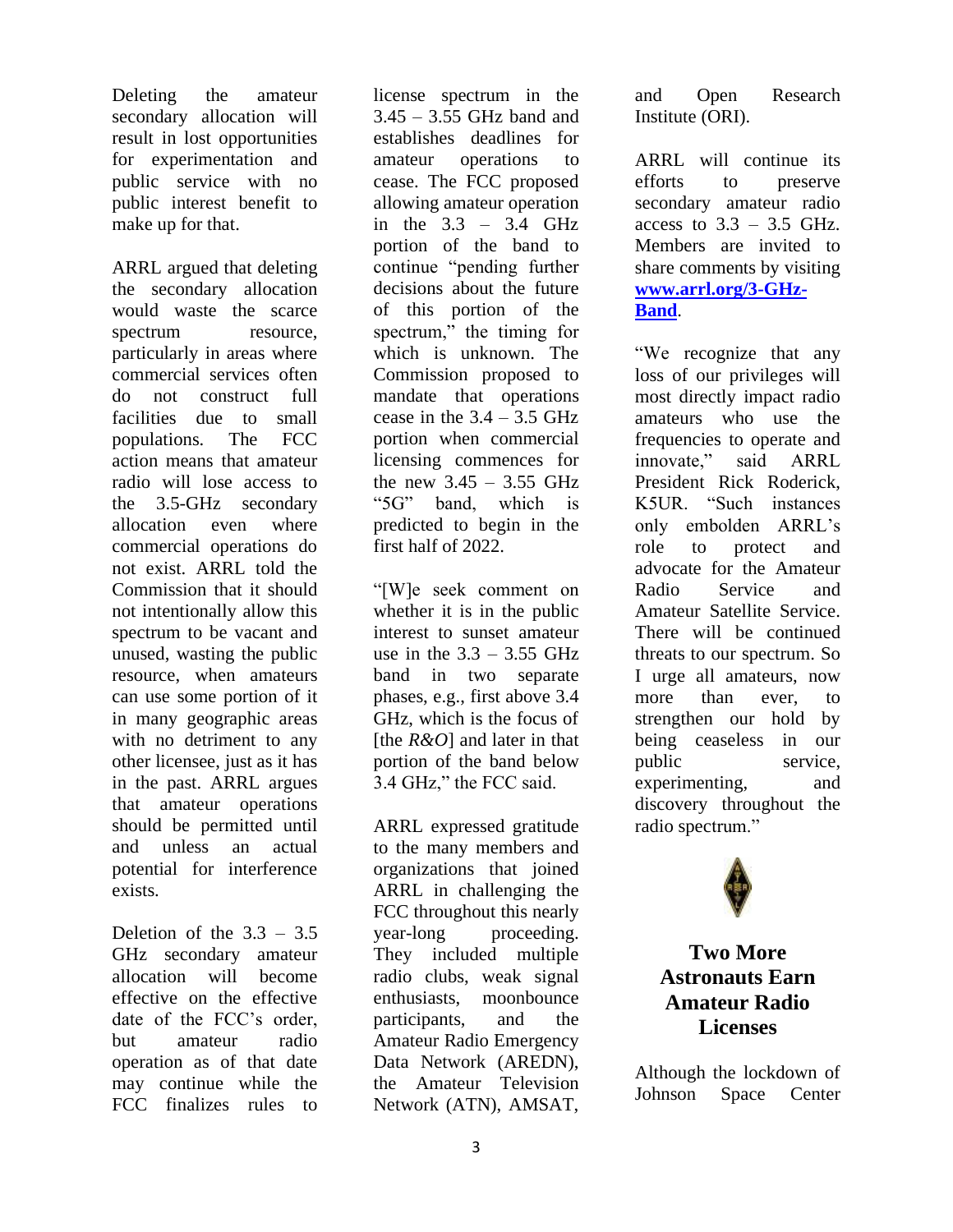Deleting the amateur secondary allocation will result in lost opportunities for experimentation and public service with no public interest benefit to make up for that.

ARRL argued that deleting the secondary allocation would waste the scarce spectrum resource, particularly in areas where commercial services often do not construct full facilities due to small populations. The FCC action means that amateur radio will lose access to the 3.5-GHz secondary allocation even where commercial operations do not exist. ARRL told the Commission that it should not intentionally allow this spectrum to be vacant and unused, wasting the public resource, when amateurs can use some portion of it in many geographic areas with no detriment to any other licensee, just as it has in the past. ARRL argues that amateur operations should be permitted until and unless an actual potential for interference exists.

Deletion of the 3.3 – 3.5 GHz secondary amateur allocation will become effective on the effective date of the FCC's order, but amateur radio operation as of that date may continue while the FCC finalizes rules to license spectrum in the 3.45 – 3.55 GHz band and establishes deadlines for amateur operations to cease. The FCC proposed allowing amateur operation in the 3.3 – 3.4 GHz portion of the band to continue "pending further decisions about the future of this portion of the spectrum," the timing for which is unknown. The Commission proposed to mandate that operations cease in the 3.4 – 3.5 GHz portion when commercial licensing commences for the new 3.45 – 3.55 GHz "5G" band, which is predicted to begin in the first half of 2022.

"[W]e seek comment on whether it is in the public interest to sunset amateur use in the 3.3 – 3.55 GHz band in two separate phases, e.g., first above 3.4 GHz, which is the focus of [the *R&O*] and later in that portion of the band below 3.4 GHz," the FCC said.

ARRL expressed gratitude to the many members and organizations that joined ARRL in challenging the FCC throughout this nearly year-long proceeding. They included multiple radio clubs, weak signal enthusiasts, moonbounce participants, and the Amateur Radio Emergency Data Network (AREDN), the Amateur Television Network (ATN), AMSAT, and Open Research Institute (ORI).

ARRL will continue its efforts to preserve secondary amateur radio access to 3.3 – 3.5 GHz. Members are invited to share comments by visiting **[www.arrl.org/3-GHz-Band](http://www.arrl.org/3-GHz-Band)**.

"We recognize that any loss of our privileges will most directly impact radio amateurs who use the frequencies to operate and innovate," said ARRL President Rick Roderick, K5UR. "Such instances only embolden ARRL's role to protect and advocate for the Amateur Radio Service and Amateur Satellite Service. There will be continued threats to our spectrum. So I urge all amateurs, now more than ever, to strengthen our hold by being ceaseless in our public service, experimenting, and discovery throughout the radio spectrum."

## Two More Astronauts Earn Amateur Radio Licenses

Although the lockdown of Johnson Space Center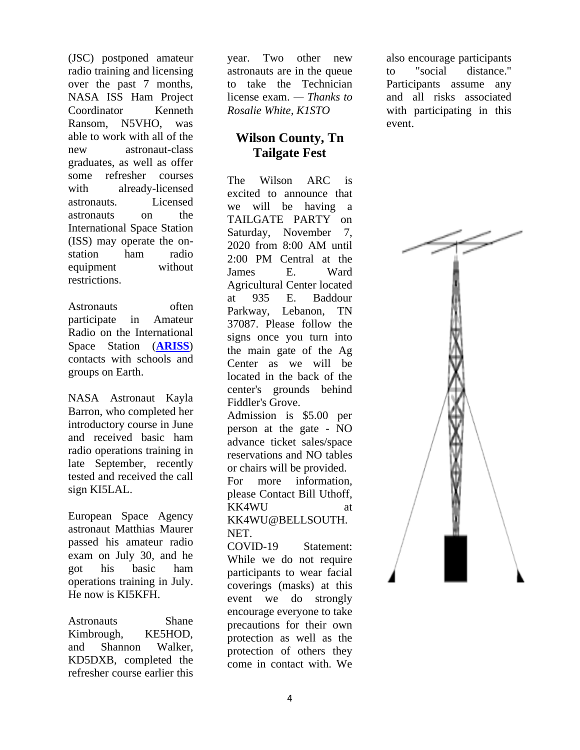(JSC) postponed amateur radio training and licensing over the past 7 months, NASA ISS Ham Project Coordinator Kenneth Ransom, N5VHO, was able to work with all of the new astronaut-class graduates, as well as offer some refresher courses with already-licensed astronauts. Licensed astronauts on the International Space Station (ISS) may operate the on-station ham radio equipment without restrictions.

Astronauts often participate in Amateur Radio on the International Space Station (**ARISS**) contacts with schools and groups on Earth.

NASA Astronaut Kayla Barron, who completed her introductory course in June and received basic ham radio operations training in late September, recently tested and received the call sign KI5LAL.

European Space Agency astronaut Matthias Maurer passed his amateur radio exam on July 30, and he got his basic ham operations training in July. He now is KI5KFH.

Astronauts Shane Kimbrough, KE5HOD, and Shannon Walker, KD5DXB, completed the refresher course earlier this year. Two other new astronauts are in the queue to take the Technician license exam. — *Thanks to Rosalie White, K1STO*

## Wilson County, Tn Tailgate Fest

The Wilson ARC is excited to announce that we will be having a TAILGATE PARTY on Saturday, November 7, 2020 from 8:00 AM until 2:00 PM Central at the James E. Ward Agricultural Center located at 935 E. Baddour Parkway, Lebanon, TN 37087. Please follow the signs once you turn into the main gate of the Ag Center as we will be located in the back of the center's grounds behind Fiddler's Grove.

Admission is $5.00 per person at the gate - NO advance ticket sales/space reservations and NO tables or chairs will be provided.

For more information, please Contact Bill Uthoff, KK4WU at KK4WU@BELLSOUTH.NET.

COVID-19 Statement: While we do not require participants to wear facial coverings (masks) at this event we do strongly encourage everyone to take precautions for their own protection as well as the protection of others they come in contact with. We also encourage participants to "social distance." Participants assume any and all risks associated with participating in this event.